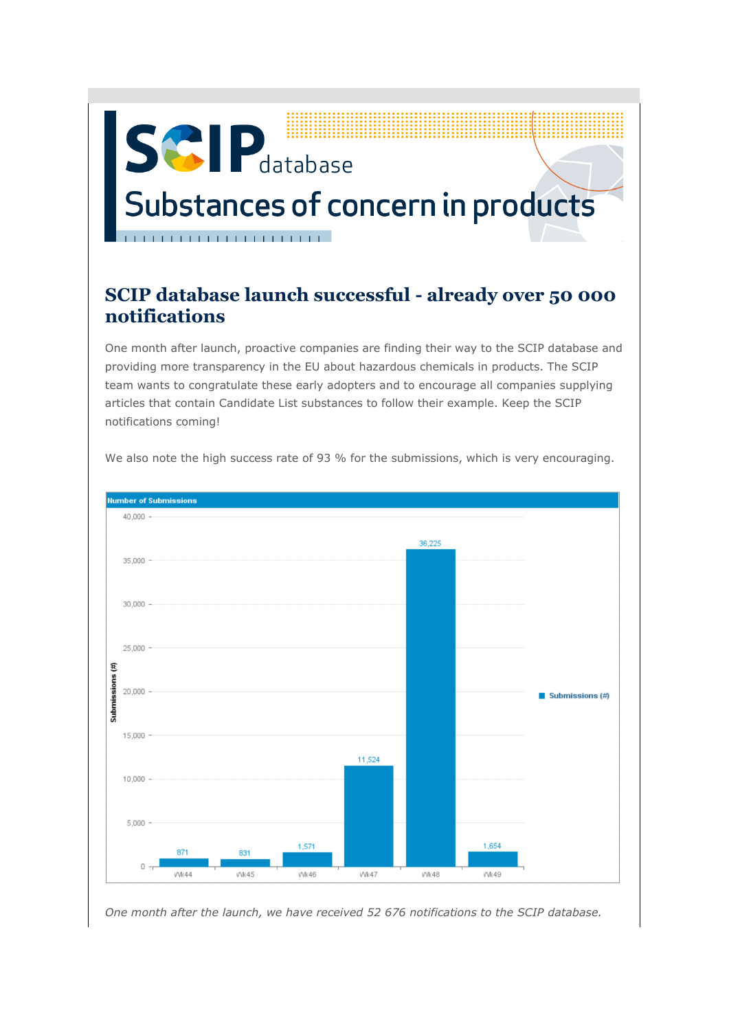# SCIP database

## Substances of concern in products

## SCIP database launch successful - already over 50 000 notifications

One month after launch, proactive companies are finding their way to the SCIP database and providing more transparency in the EU about hazardous chemicals in products. The SCIP team wants to congratulate these early adopters and to encourage all companies supplying articles that contain Candidate List substances to follow their example. Keep the SCIP notifications coming!

We also note the high success rate of 93 % for the submissions, which is very encouraging.

**Number of Submissions**

| Week | Submissions (#) |
|---|---|
| Wk44 | 871 |
| Wk45 | 831 |
| Wk46 | 1,571 |
| Wk47 | 11,524 |
| Wk48 | 36,225 |
| Wk49 | 1,654 |

*One month after the launch, we have received 52 676 notifications to the SCIP database.*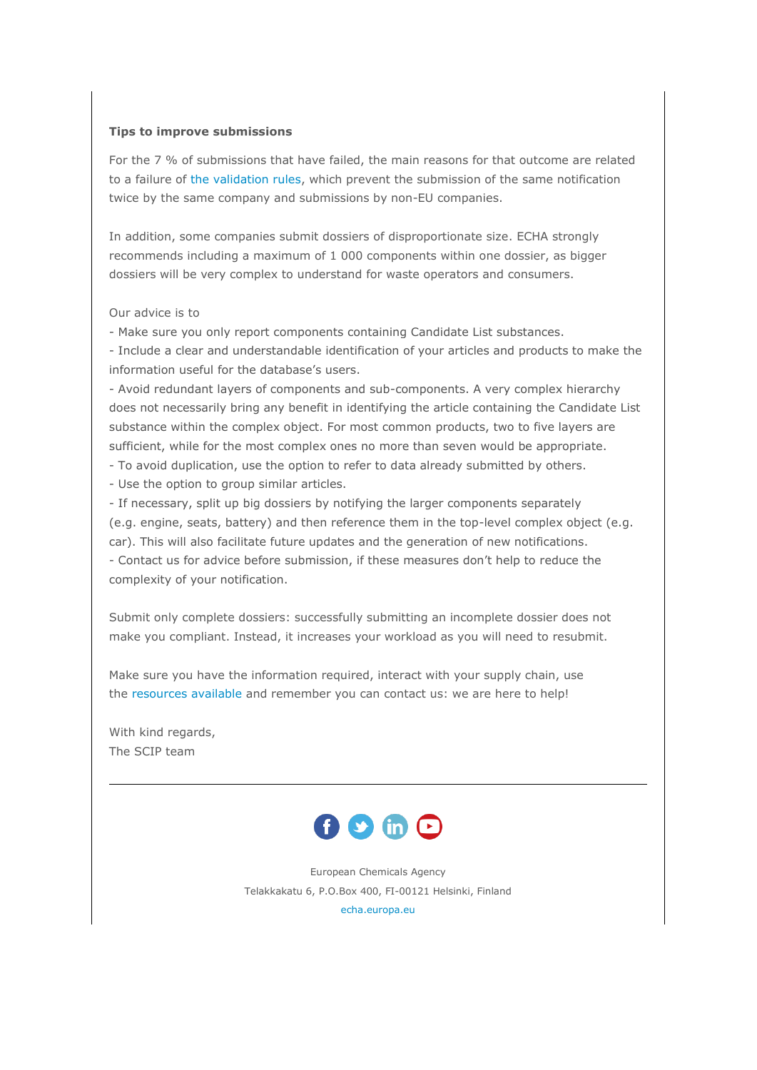**Tips to improve submissions**

For the 7 % of submissions that have failed, the main reasons for that outcome are related to a failure of the validation rules, which prevent the submission of the same notification twice by the same company and submissions by non-EU companies.

In addition, some companies submit dossiers of disproportionate size. ECHA strongly recommends including a maximum of 1 000 components within one dossier, as bigger dossiers will be very complex to understand for waste operators and consumers.

Our advice is to

- Make sure you only report components containing Candidate List substances.
- Include a clear and understandable identification of your articles and products to make the information useful for the database's users.
- Avoid redundant layers of components and sub-components. A very complex hierarchy does not necessarily bring any benefit in identifying the article containing the Candidate List substance within the complex object. For most common products, two to five layers are sufficient, while for the most complex ones no more than seven would be appropriate.
- To avoid duplication, use the option to refer to data already submitted by others.
- Use the option to group similar articles.
- If necessary, split up big dossiers by notifying the larger components separately (e.g. engine, seats, battery) and then reference them in the top-level complex object (e.g. car). This will also facilitate future updates and the generation of new notifications.
- Contact us for advice before submission, if these measures don't help to reduce the complexity of your notification.

Submit only complete dossiers: successfully submitting an incomplete dossier does not make you compliant. Instead, it increases your workload as you will need to resubmit.

Make sure you have the information required, interact with your supply chain, use the resources available and remember you can contact us: we are here to help!

With kind regards,
The SCIP team

---

European Chemicals Agency
Telakkakatu 6, P.O.Box 400, FI-00121 Helsinki, Finland
echa.europa.eu